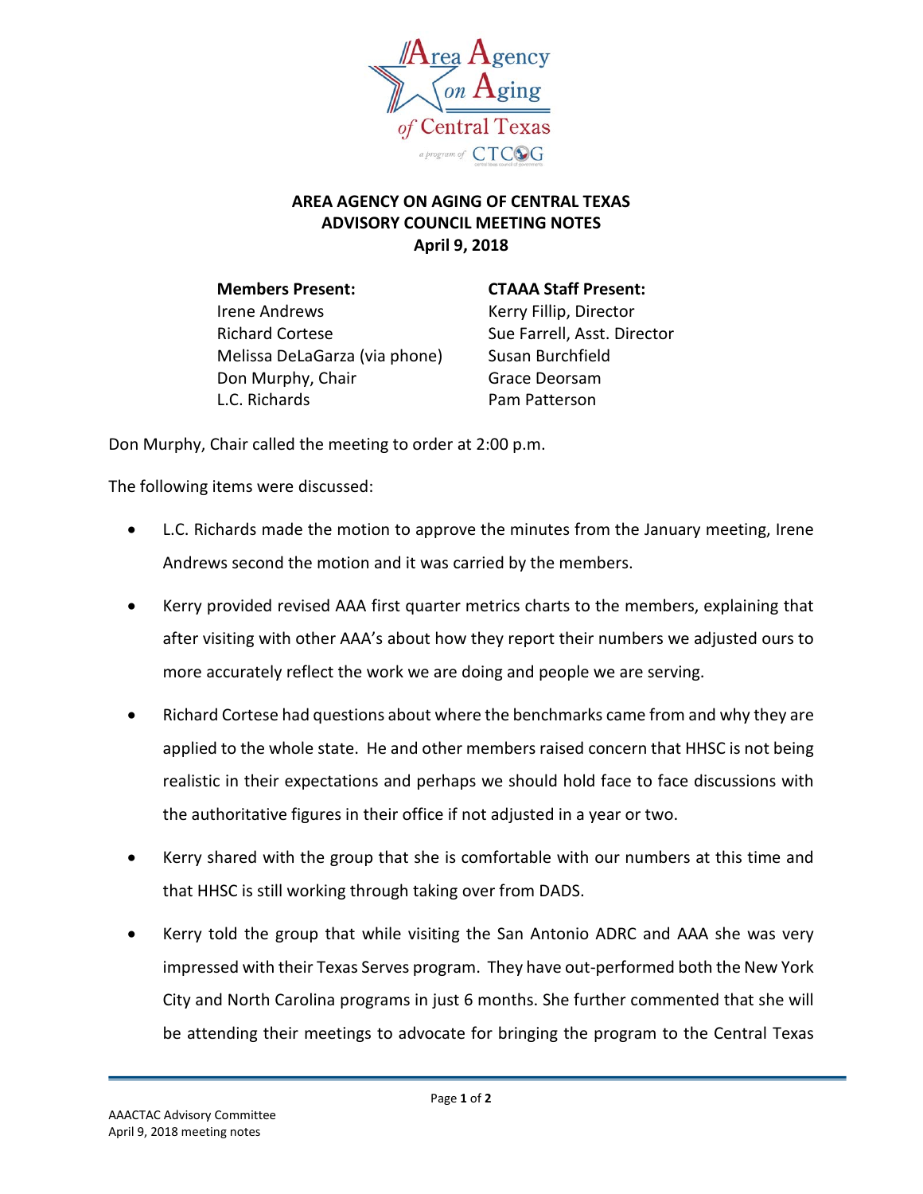# AREA AGENCY ON AGING OF CENTRAL TEXAS
## ADVISORY COUNCIL MEETING NOTES
### April 9, 2018

**Members Present:**
Irene Andrews
Richard Cortese
Melissa DeLaGarza (via phone)
Don Murphy, Chair
L.C. Richards

**CTAAA Staff Present:**
Kerry Fillip, Director
Sue Farrell, Asst. Director
Susan Burchfield
Grace Deorsam
Pam Patterson

Don Murphy, Chair called the meeting to order at 2:00 p.m.

The following items were discussed:

- L.C. Richards made the motion to approve the minutes from the January meeting, Irene Andrews second the motion and it was carried by the members.
- Kerry provided revised AAA first quarter metrics charts to the members, explaining that after visiting with other AAA's about how they report their numbers we adjusted ours to more accurately reflect the work we are doing and people we are serving.
- Richard Cortese had questions about where the benchmarks came from and why they are applied to the whole state. He and other members raised concern that HHSC is not being realistic in their expectations and perhaps we should hold face to face discussions with the authoritative figures in their office if not adjusted in a year or two.
- Kerry shared with the group that she is comfortable with our numbers at this time and that HHSC is still working through taking over from DADS.
- Kerry told the group that while visiting the San Antonio ADRC and AAA she was very impressed with their Texas Serves program. They have out-performed both the New York City and North Carolina programs in just 6 months. She further commented that she will be attending their meetings to advocate for bringing the program to the Central Texas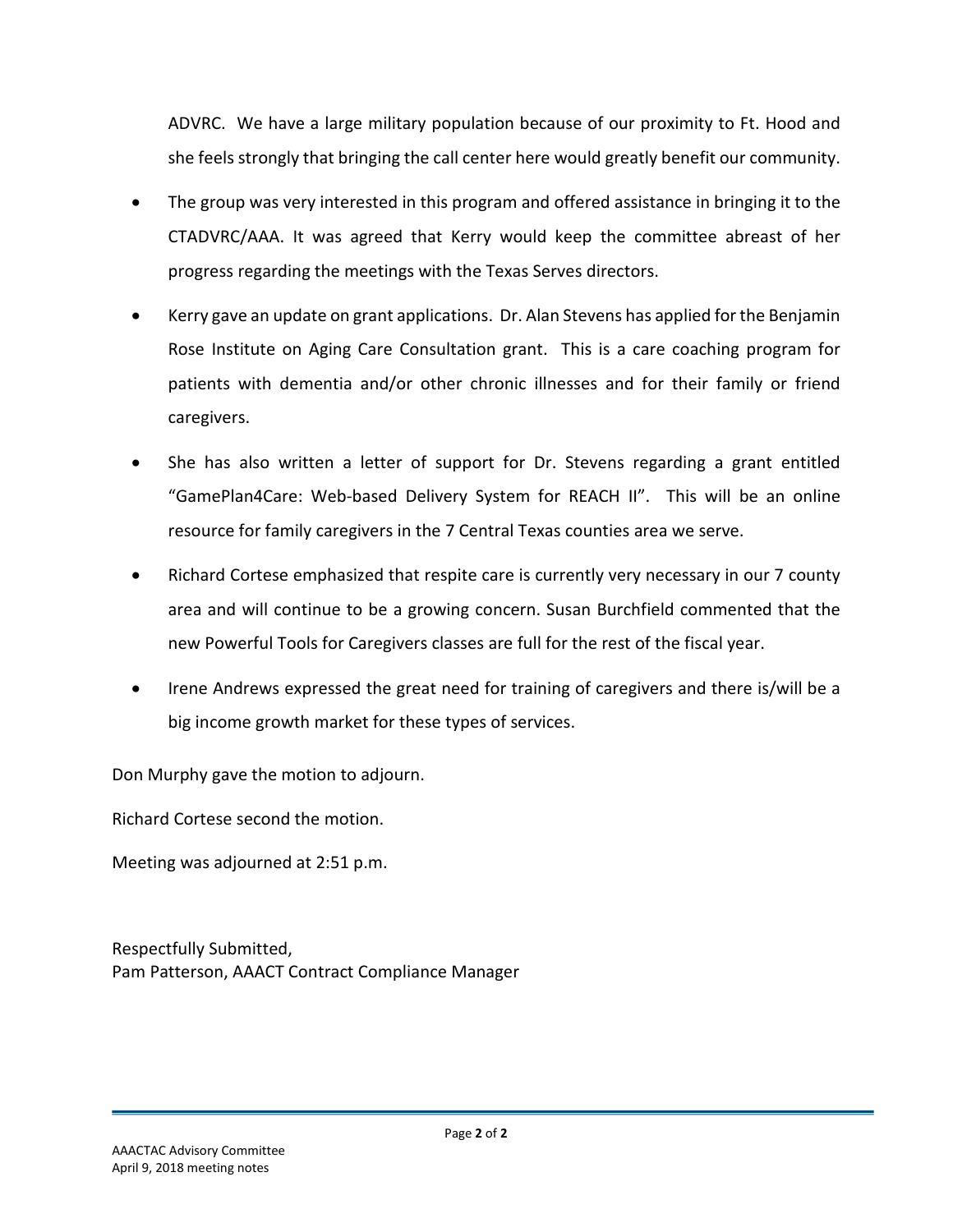ADVRC. We have a large military population because of our proximity to Ft. Hood and she feels strongly that bringing the call center here would greatly benefit our community.

- The group was very interested in this program and offered assistance in bringing it to the CTADVRC/AAA. It was agreed that Kerry would keep the committee abreast of her progress regarding the meetings with the Texas Serves directors.
- Kerry gave an update on grant applications. Dr. Alan Stevens has applied for the Benjamin Rose Institute on Aging Care Consultation grant. This is a care coaching program for patients with dementia and/or other chronic illnesses and for their family or friend caregivers.
- She has also written a letter of support for Dr. Stevens regarding a grant entitled "GamePlan4Care: Web-based Delivery System for REACH II". This will be an online resource for family caregivers in the 7 Central Texas counties area we serve.
- Richard Cortese emphasized that respite care is currently very necessary in our 7 county area and will continue to be a growing concern. Susan Burchfield commented that the new Powerful Tools for Caregivers classes are full for the rest of the fiscal year.
- Irene Andrews expressed the great need for training of caregivers and there is/will be a big income growth market for these types of services.

Don Murphy gave the motion to adjourn.

Richard Cortese second the motion.

Meeting was adjourned at 2:51 p.m.

Respectfully Submitted,
Pam Patterson, AAACT Contract Compliance Manager